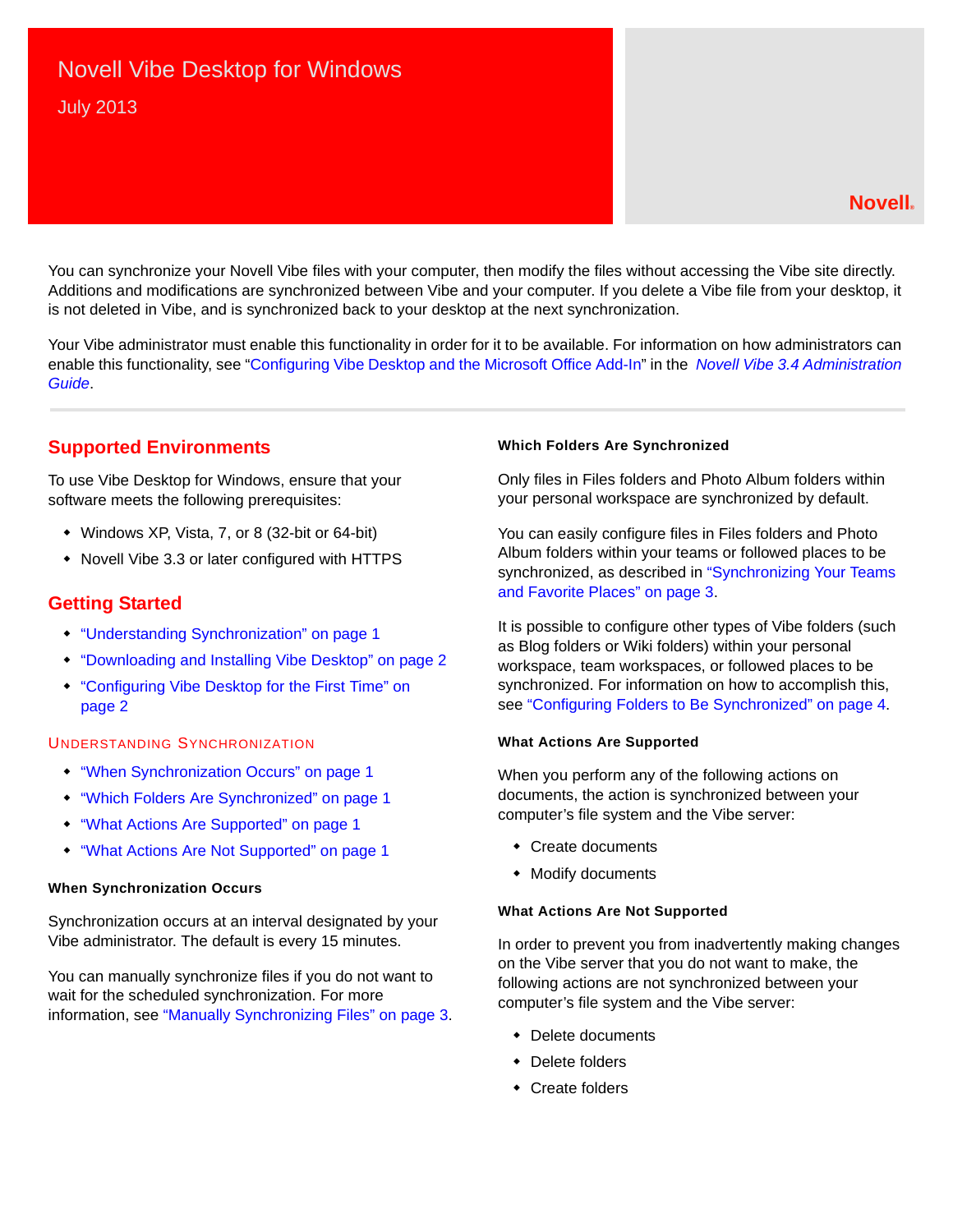# Novell Vibe Desktop for Windows

July 2013

Novell®

You can synchronize your Novell Vibe files with your computer, then modify the files without accessing the Vibe site directly. Additions and modifications are synchronized between Vibe and your computer. If you delete a Vibe file from your desktop, it is not deleted in Vibe, and is synchronized back to your desktop at the next synchronization.

Your Vibe administrator must enable this functionality in order for it to be available. For information on how administrators can enable this functionality, see "Configuring Vibe Desktop and the Microsoft Office Add-In" in the *Novell Vibe 3.4 Administration Guide*.

## Supported Environments

To use Vibe Desktop for Windows, ensure that your software meets the following prerequisites:

- Windows XP, Vista, 7, or 8 (32-bit or 64-bit)
- Novell Vibe 3.3 or later configured with HTTPS

## Getting Started

- "Understanding Synchronization" on page 1
- "Downloading and Installing Vibe Desktop" on page 2
- "Configuring Vibe Desktop for the First Time" on page 2

### Understanding Synchronization

- "When Synchronization Occurs" on page 1
- "Which Folders Are Synchronized" on page 1
- "What Actions Are Supported" on page 1
- "What Actions Are Not Supported" on page 1

#### When Synchronization Occurs

Synchronization occurs at an interval designated by your Vibe administrator. The default is every 15 minutes.

You can manually synchronize files if you do not want to wait for the scheduled synchronization. For more information, see "Manually Synchronizing Files" on page 3.

#### Which Folders Are Synchronized

Only files in Files folders and Photo Album folders within your personal workspace are synchronized by default.

You can easily configure files in Files folders and Photo Album folders within your teams or followed places to be synchronized, as described in "Synchronizing Your Teams and Favorite Places" on page 3.

It is possible to configure other types of Vibe folders (such as Blog folders or Wiki folders) within your personal workspace, team workspaces, or followed places to be synchronized. For information on how to accomplish this, see "Configuring Folders to Be Synchronized" on page 4.

#### What Actions Are Supported

When you perform any of the following actions on documents, the action is synchronized between your computer's file system and the Vibe server:

- Create documents
- Modify documents

#### What Actions Are Not Supported

In order to prevent you from inadvertently making changes on the Vibe server that you do not want to make, the following actions are not synchronized between your computer's file system and the Vibe server:

- Delete documents
- Delete folders
- Create folders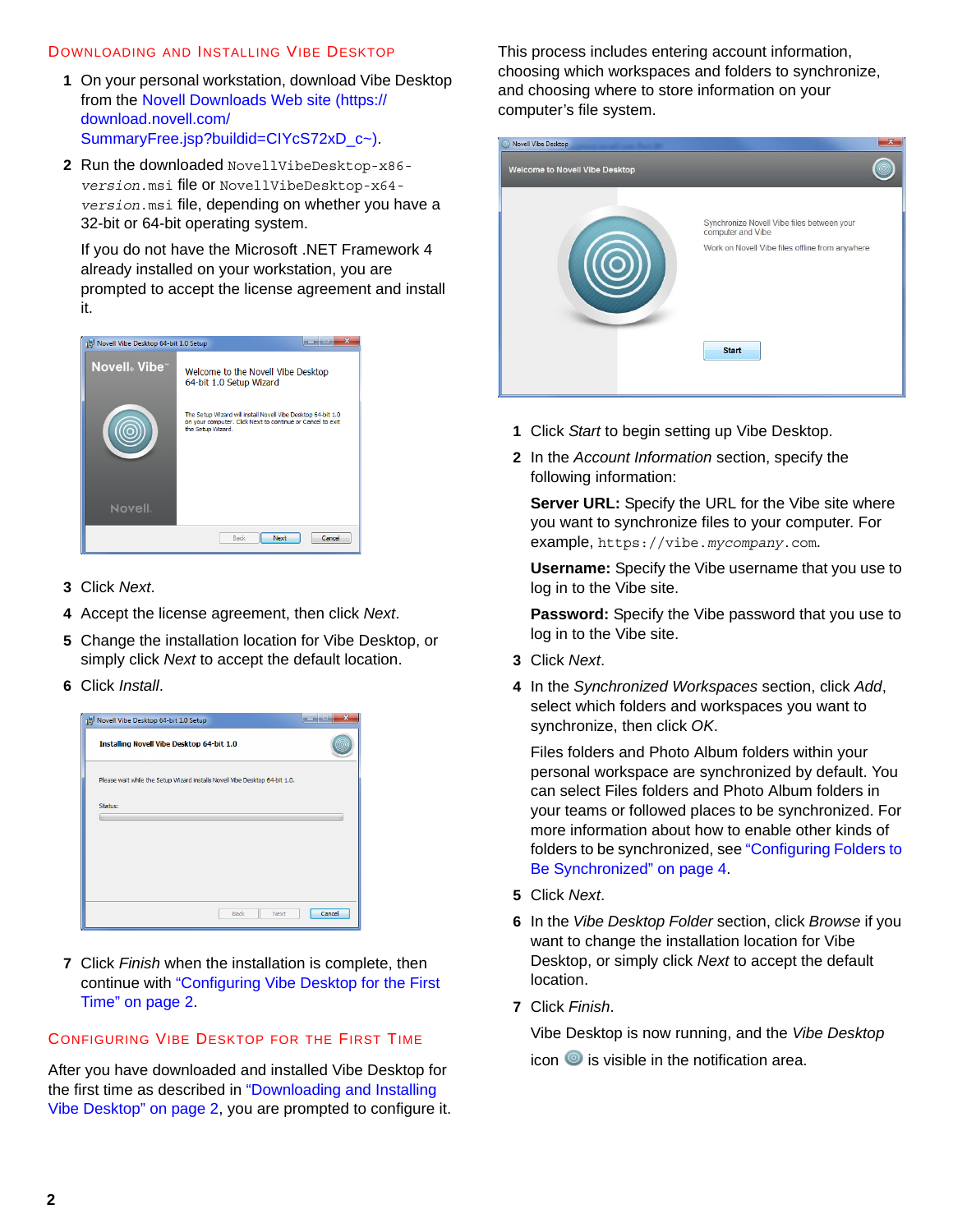## Downloading and Installing Vibe Desktop

1. On your personal workstation, download Vibe Desktop from the Novell Downloads Web site (https://download.novell.com/SummaryFree.jsp?buildid=CIYcS72xD_c~).
2. Run the downloaded `NovellVibeDesktop-x86-version.msi` file or `NovellVibeDesktop-x64-version.msi` file, depending on whether you have a 32-bit or 64-bit operating system.

   If you do not have the Microsoft .NET Framework 4 already installed on your workstation, you are prompted to accept the license agreement and install it.
3. Click *Next*.
4. Accept the license agreement, then click *Next*.
5. Change the installation location for Vibe Desktop, or simply click *Next* to accept the default location.
6. Click *Install*.
7. Click *Finish* when the installation is complete, then continue with "Configuring Vibe Desktop for the First Time" on page 2.

## Configuring Vibe Desktop for the First Time

After you have downloaded and installed Vibe Desktop for the first time as described in "Downloading and Installing Vibe Desktop" on page 2, you are prompted to configure it. This process includes entering account information, choosing which workspaces and folders to synchronize, and choosing where to store information on your computer's file system.

1. Click *Start* to begin setting up Vibe Desktop.
2. In the *Account Information* section, specify the following information:

   **Server URL:** Specify the URL for the Vibe site where you want to synchronize files to your computer. For example, `https://vibe.mycompany.com`.

   **Username:** Specify the Vibe username that you use to log in to the Vibe site.

   **Password:** Specify the Vibe password that you use to log in to the Vibe site.
3. Click *Next*.
4. In the *Synchronized Workspaces* section, click *Add*, select which folders and workspaces you want to synchronize, then click *OK*.

   Files folders and Photo Album folders within your personal workspace are synchronized by default. You can select Files folders and Photo Album folders in your teams or followed places to be synchronized. For more information about how to enable other kinds of folders to be synchronized, see "Configuring Folders to Be Synchronized" on page 4.
5. Click *Next*.
6. In the *Vibe Desktop Folder* section, click *Browse* if you want to change the installation location for Vibe Desktop, or simply click *Next* to accept the default location.
7. Click *Finish*.

   Vibe Desktop is now running, and the *Vibe Desktop* icon is visible in the notification area.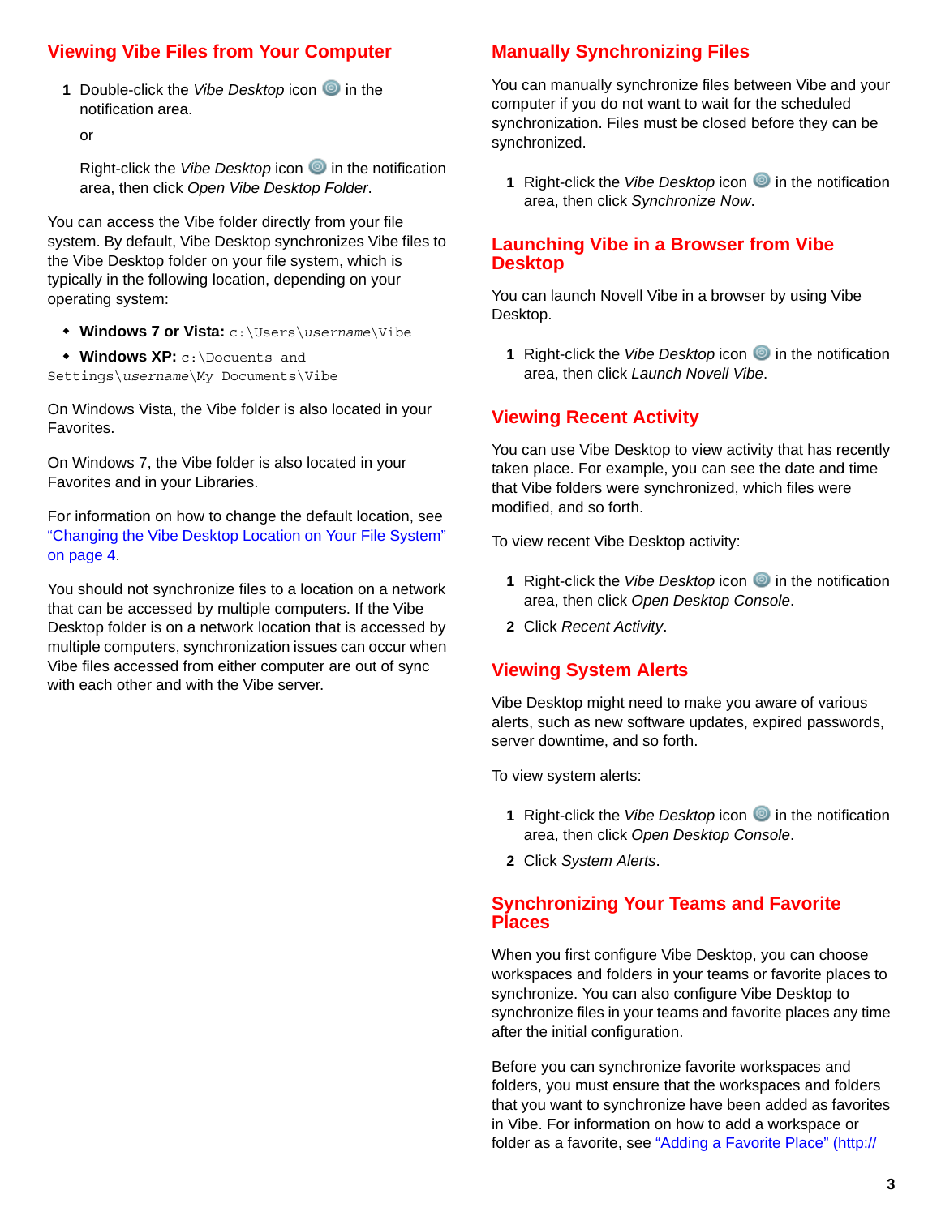## Viewing Vibe Files from Your Computer

1. Double-click the *Vibe Desktop* icon in the notification area.

   or

   Right-click the *Vibe Desktop* icon in the notification area, then click *Open Vibe Desktop Folder*.

You can access the Vibe folder directly from your file system. By default, Vibe Desktop synchronizes Vibe files to the Vibe Desktop folder on your file system, which is typically in the following location, depending on your operating system:

- **Windows 7 or Vista:** `c:\Users\`*`username`*`\Vibe`
- **Windows XP:** `c:\Docuents and Settings\`*`username`*`\My Documents\Vibe`

On Windows Vista, the Vibe folder is also located in your Favorites.

On Windows 7, the Vibe folder is also located in your Favorites and in your Libraries.

For information on how to change the default location, see "Changing the Vibe Desktop Location on Your File System" on page 4.

You should not synchronize files to a location on a network that can be accessed by multiple computers. If the Vibe Desktop folder is on a network location that is accessed by multiple computers, synchronization issues can occur when Vibe files accessed from either computer are out of sync with each other and with the Vibe server.

## Manually Synchronizing Files

You can manually synchronize files between Vibe and your computer if you do not want to wait for the scheduled synchronization. Files must be closed before they can be synchronized.

1. Right-click the *Vibe Desktop* icon in the notification area, then click *Synchronize Now*.

## Launching Vibe in a Browser from Vibe Desktop

You can launch Novell Vibe in a browser by using Vibe Desktop.

1. Right-click the *Vibe Desktop* icon in the notification area, then click *Launch Novell Vibe*.

## Viewing Recent Activity

You can use Vibe Desktop to view activity that has recently taken place. For example, you can see the date and time that Vibe folders were synchronized, which files were modified, and so forth.

To view recent Vibe Desktop activity:

1. Right-click the *Vibe Desktop* icon in the notification area, then click *Open Desktop Console*.
2. Click *Recent Activity*.

## Viewing System Alerts

Vibe Desktop might need to make you aware of various alerts, such as new software updates, expired passwords, server downtime, and so forth.

To view system alerts:

1. Right-click the *Vibe Desktop* icon in the notification area, then click *Open Desktop Console*.
2. Click *System Alerts*.

## Synchronizing Your Teams and Favorite Places

When you first configure Vibe Desktop, you can choose workspaces and folders in your teams or favorite places to synchronize. You can also configure Vibe Desktop to synchronize files in your teams and favorite places any time after the initial configuration.

Before you can synchronize favorite workspaces and folders, you must ensure that the workspaces and folders that you want to synchronize have been added as favorites in Vibe. For information on how to add a workspace or folder as a favorite, see "Adding a Favorite Place" (http://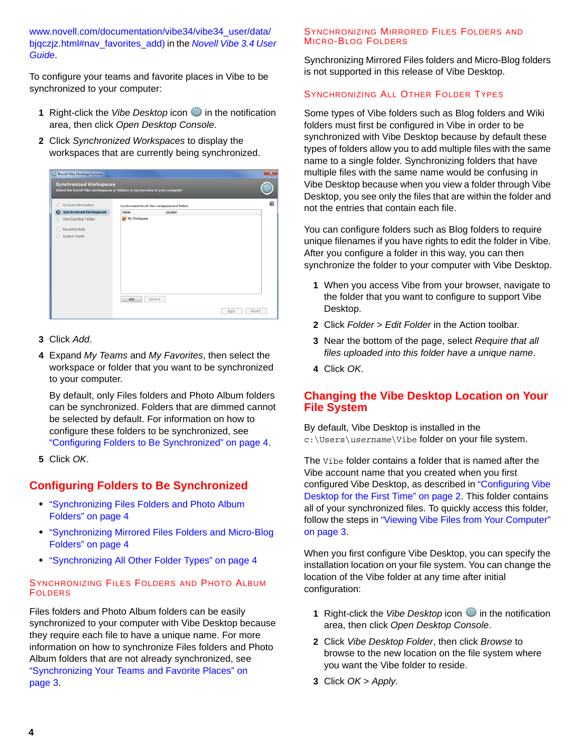www.novell.com/documentation/vibe34/vibe34_user/data/bjqczjz.html#nav_favorites_add) in the *Novell Vibe 3.4 User Guide*.

To configure your teams and favorite places in Vibe to be synchronized to your computer:

1. Right-click the *Vibe Desktop* icon in the notification area, then click *Open Desktop Console*.
2. Click *Synchronized Workspaces* to display the workspaces that are currently being synchronized.
3. Click *Add*.
4. Expand *My Teams* and *My Favorites*, then select the workspace or folder that you want to be synchronized to your computer.

   By default, only Files folders and Photo Album folders can be synchronized. Folders that are dimmed cannot be selected by default. For information on how to configure these folders to be synchronized, see "Configuring Folders to Be Synchronized" on page 4.
5. Click *OK*.

## Configuring Folders to Be Synchronized

- "Synchronizing Files Folders and Photo Album Folders" on page 4
- "Synchronizing Mirrored Files Folders and Micro-Blog Folders" on page 4
- "Synchronizing All Other Folder Types" on page 4

### Synchronizing Files Folders and Photo Album Folders

Files folders and Photo Album folders can be easily synchronized to your computer with Vibe Desktop because they require each file to have a unique name. For more information on how to synchronize Files folders and Photo Album folders that are not already synchronized, see "Synchronizing Your Teams and Favorite Places" on page 3.

### Synchronizing Mirrored Files Folders and Micro-Blog Folders

Synchronizing Mirrored Files folders and Micro-Blog folders is not supported in this release of Vibe Desktop.

### Synchronizing All Other Folder Types

Some types of Vibe folders such as Blog folders and Wiki folders must first be configured in Vibe in order to be synchronized with Vibe Desktop because by default these types of folders allow you to add multiple files with the same name to a single folder. Synchronizing folders that have multiple files with the same name would be confusing in Vibe Desktop because when you view a folder through Vibe Desktop, you see only the files that are within the folder and not the entries that contain each file.

You can configure folders such as Blog folders to require unique filenames if you have rights to edit the folder in Vibe. After you configure a folder in this way, you can then synchronize the folder to your computer with Vibe Desktop.

1. When you access Vibe from your browser, navigate to the folder that you want to configure to support Vibe Desktop.
2. Click *Folder* > *Edit Folder* in the Action toolbar.
3. Near the bottom of the page, select *Require that all files uploaded into this folder have a unique name*.
4. Click *OK*.

## Changing the Vibe Desktop Location on Your File System

By default, Vibe Desktop is installed in the `c:\Users\`*`username`*`\Vibe` folder on your file system.

The `Vibe` folder contains a folder that is named after the Vibe account name that you created when you first configured Vibe Desktop, as described in "Configuring Vibe Desktop for the First Time" on page 2. This folder contains all of your synchronized files. To quickly access this folder, follow the steps in "Viewing Vibe Files from Your Computer" on page 3.

When you first configure Vibe Desktop, you can specify the installation location on your file system. You can change the location of the Vibe folder at any time after initial configuration:

1. Right-click the *Vibe Desktop* icon in the notification area, then click *Open Desktop Console*.
2. Click *Vibe Desktop Folder*, then click *Browse* to browse to the new location on the file system where you want the Vibe folder to reside.
3. Click *OK* > *Apply*.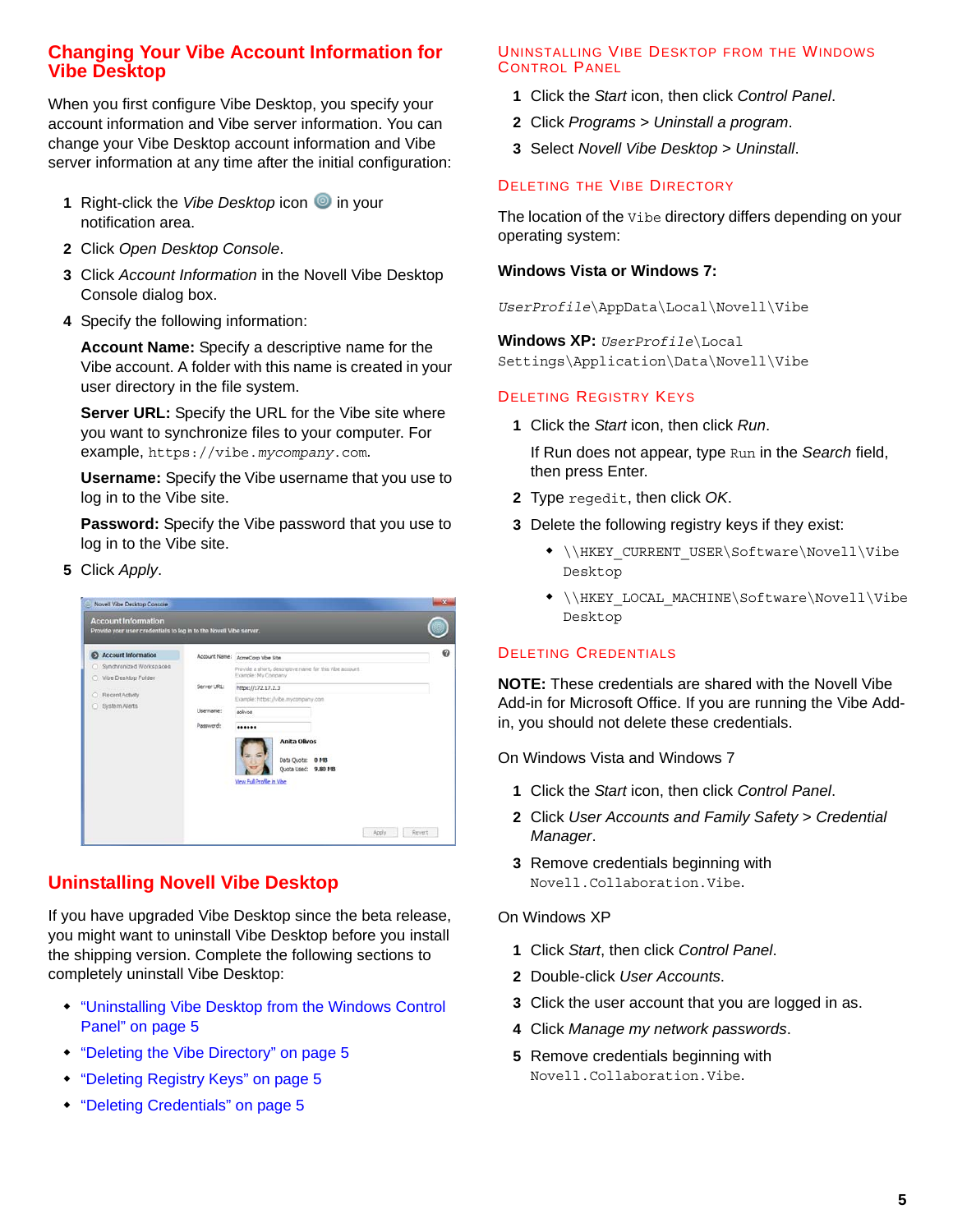## Changing Your Vibe Account Information for Vibe Desktop

When you first configure Vibe Desktop, you specify your account information and Vibe server information. You can change your Vibe Desktop account information and Vibe server information at any time after the initial configuration:

1. Right-click the *Vibe Desktop* icon in your notification area.
2. Click *Open Desktop Console*.
3. Click *Account Information* in the Novell Vibe Desktop Console dialog box.
4. Specify the following information:

   **Account Name:** Specify a descriptive name for the Vibe account. A folder with this name is created in your user directory in the file system.

   **Server URL:** Specify the URL for the Vibe site where you want to synchronize files to your computer. For example, `https://vibe.mycompany.com`.

   **Username:** Specify the Vibe username that you use to log in to the Vibe site.

   **Password:** Specify the Vibe password that you use to log in to the Vibe site.

5. Click *Apply*.

## Uninstalling Novell Vibe Desktop

If you have upgraded Vibe Desktop since the beta release, you might want to uninstall Vibe Desktop before you install the shipping version. Complete the following sections to completely uninstall Vibe Desktop:

- "Uninstalling Vibe Desktop from the Windows Control Panel" on page 5
- "Deleting the Vibe Directory" on page 5
- "Deleting Registry Keys" on page 5
- "Deleting Credentials" on page 5

### Uninstalling Vibe Desktop from the Windows Control Panel

1. Click the *Start* icon, then click *Control Panel*.
2. Click *Programs > Uninstall a program*.
3. Select *Novell Vibe Desktop > Uninstall*.

### Deleting the Vibe Directory

The location of the `Vibe` directory differs depending on your operating system:

**Windows Vista or Windows 7:**

`UserProfile\AppData\Local\Novell\Vibe`

**Windows XP:** `UserProfile\Local Settings\Application\Data\Novell\Vibe`

### Deleting Registry Keys

1. Click the *Start* icon, then click *Run*.

   If Run does not appear, type `Run` in the *Search* field, then press Enter.

2. Type `regedit`, then click *OK*.
3. Delete the following registry keys if they exist:
   - `\\HKEY_CURRENT_USER\Software\Novell\Vibe Desktop`
   - `\\HKEY_LOCAL_MACHINE\Software\Novell\Vibe Desktop`

### Deleting Credentials

**NOTE:** These credentials are shared with the Novell Vibe Add-in for Microsoft Office. If you are running the Vibe Add-in, you should not delete these credentials.

On Windows Vista and Windows 7

1. Click the *Start* icon, then click *Control Panel*.
2. Click *User Accounts and Family Safety > Credential Manager*.
3. Remove credentials beginning with `Novell.Collaboration.Vibe`.

On Windows XP

1. Click *Start*, then click *Control Panel*.
2. Double-click *User Accounts*.
3. Click the user account that you are logged in as.
4. Click *Manage my network passwords*.
5. Remove credentials beginning with `Novell.Collaboration.Vibe`.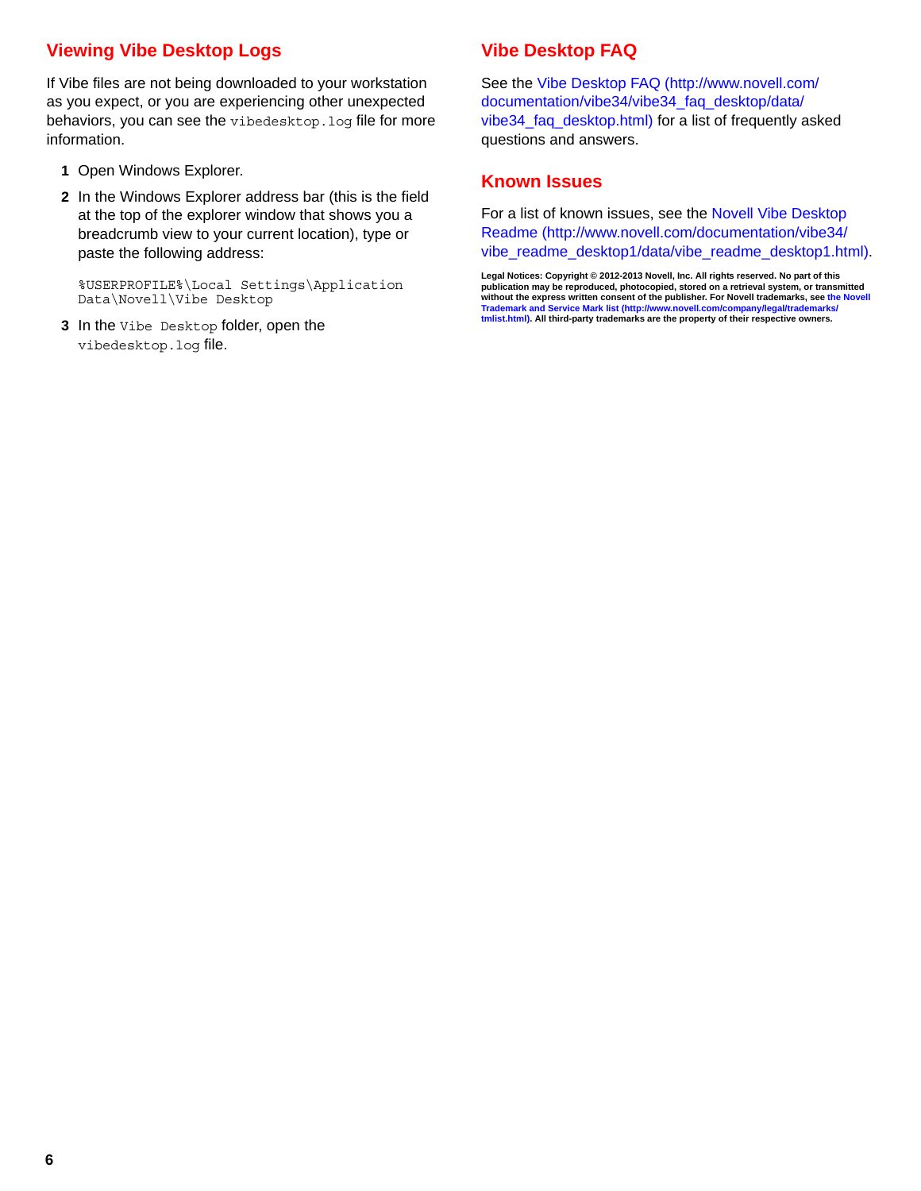## Viewing Vibe Desktop Logs

If Vibe files are not being downloaded to your workstation as you expect, or you are experiencing other unexpected behaviors, you can see the `vibedesktop.log` file for more information.

1 Open Windows Explorer.

2 In the Windows Explorer address bar (this is the field at the top of the explorer window that shows you a breadcrumb view to your current location), type or paste the following address:

```
%USERPROFILE%\Local Settings\Application
Data\Novell\Vibe Desktop
```

3 In the `Vibe Desktop` folder, open the `vibedesktop.log` file.

## Vibe Desktop FAQ

See the Vibe Desktop FAQ (http://www.novell.com/documentation/vibe34/vibe34_faq_desktop/data/vibe34_faq_desktop.html) for a list of frequently asked questions and answers.

## Known Issues

For a list of known issues, see the Novell Vibe Desktop Readme (http://www.novell.com/documentation/vibe34/vibe_readme_desktop1/data/vibe_readme_desktop1.html).

**Legal Notices: Copyright © 2012-2013 Novell, Inc. All rights reserved. No part of this publication may be reproduced, photocopied, stored on a retrieval system, or transmitted without the express written consent of the publisher. For Novell trademarks, see the Novell Trademark and Service Mark list (http://www.novell.com/company/legal/trademarks/tmlist.html). All third-party trademarks are the property of their respective owners.**